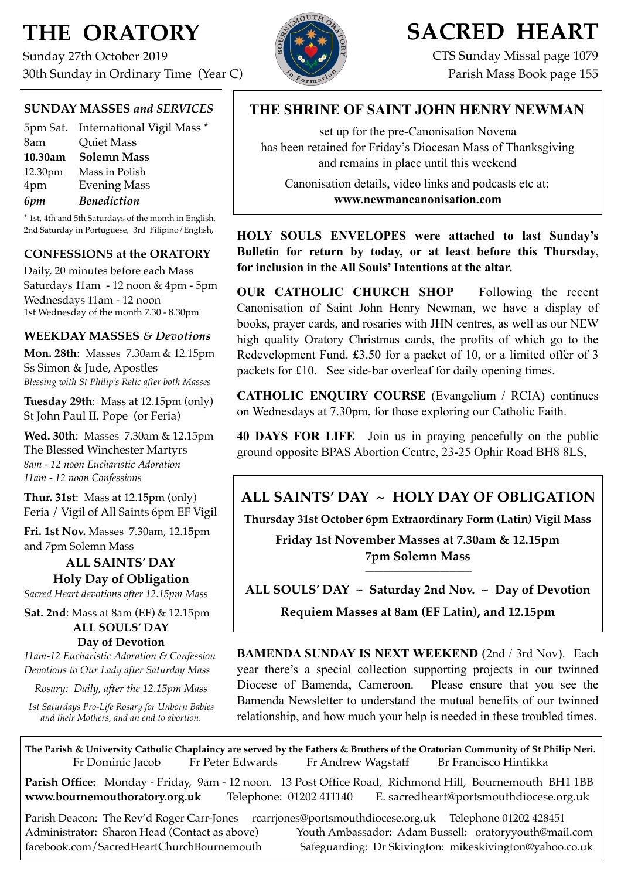# THE ORATORY

Sunday 27th October 2019
30th Sunday in Ordinary Time (Year C)

# SACRED HEART

CTS Sunday Missal page 1079
Parish Mass Book page 155

## SUNDAY MASSES *and SERVICES*

| | |
|---|---|
| 5pm Sat. | International Vigil Mass * |
| 8am | Quiet Mass |
| **10.30am** | **Solemn Mass** |
| 12.30pm | Mass in Polish |
| 4pm | Evening Mass |
| ***6pm*** | ***Benediction*** |

\* 1st, 4th and 5th Saturdays of the month in English, 2nd Saturday in Portuguese, 3rd Filipino/English,

## CONFESSIONS at the ORATORY

Daily, 20 minutes before each Mass
Saturdays 11am - 12 noon & 4pm - 5pm
Wednesdays 11am - 12 noon
1st Wednesday of the month 7.30 - 8.30pm

## WEEKDAY MASSES *& Devotions*

**Mon. 28th**: Masses 7.30am & 12.15pm
Ss Simon & Jude, Apostles
*Blessing with St Philip's Relic after both Masses*

**Tuesday 29th**: Mass at 12.15pm (only)
St John Paul II, Pope (or Feria)

**Wed. 30th**: Masses 7.30am & 12.15pm
The Blessed Winchester Martyrs
*8am - 12 noon Eucharistic Adoration*
*11am - 12 noon Confessions*

**Thur. 31st**: Mass at 12.15pm (only)
Feria / Vigil of All Saints 6pm EF Vigil

**Fri. 1st Nov.** Masses 7.30am, 12.15pm and 7pm Solemn Mass

**ALL SAINTS' DAY**
**Holy Day of Obligation**
*Sacred Heart devotions after 12.15pm Mass*

**Sat. 2nd**: Mass at 8am (EF) & 12.15pm
**ALL SOULS' DAY**
**Day of Devotion**
*11am-12 Eucharistic Adoration & Confession*
*Devotions to Our Lady after Saturday Mass*

*Rosary: Daily, after the 12.15pm Mass*

*1st Saturdays Pro-Life Rosary for Unborn Babies and their Mothers, and an end to abortion.*

## THE SHRINE OF SAINT JOHN HENRY NEWMAN

set up for the pre-Canonisation Novena
has been retained for Friday's Diocesan Mass of Thanksgiving
and remains in place until this weekend

Canonisation details, video links and podcasts etc at:
**www.newmancanonisation.com**

**HOLY SOULS ENVELOPES were attached to last Sunday's Bulletin for return by today, or at least before this Thursday, for inclusion in the All Souls' Intentions at the altar.**

**OUR CATHOLIC CHURCH SHOP** Following the recent Canonisation of Saint John Henry Newman, we have a display of books, prayer cards, and rosaries with JHN centres, as well as our NEW high quality Oratory Christmas cards, the profits of which go to the Redevelopment Fund. £3.50 for a packet of 10, or a limited offer of 3 packets for £10. See side-bar overleaf for daily opening times.

**CATHOLIC ENQUIRY COURSE** (Evangelium / RCIA) continues on Wednesdays at 7.30pm, for those exploring our Catholic Faith.

**40 DAYS FOR LIFE** Join us in praying peacefully on the public ground opposite BPAS Abortion Centre, 23-25 Ophir Road BH8 8LS,

## ALL SAINTS' DAY ~ HOLY DAY OF OBLIGATION

**Thursday 31st October 6pm Extraordinary Form (Latin) Vigil Mass**

**Friday 1st November Masses at 7.30am & 12.15pm**
**7pm Solemn Mass**

**ALL SOULS' DAY ~ Saturday 2nd Nov. ~ Day of Devotion**

**Requiem Masses at 8am (EF Latin), and 12.15pm**

**BAMENDA SUNDAY IS NEXT WEEKEND** (2nd / 3rd Nov). Each year there's a special collection supporting projects in our twinned Diocese of Bamenda, Cameroon. Please ensure that you see the Bamenda Newsletter to understand the mutual benefits of our twinned relationship, and how much your help is needed in these troubled times.

**The Parish & University Catholic Chaplaincy are served by the Fathers & Brothers of the Oratorian Community of St Philip Neri.**
Fr Dominic Jacob Fr Peter Edwards Fr Andrew Wagstaff Br Francisco Hintikka

**Parish Office:** Monday - Friday, 9am - 12 noon. 13 Post Office Road, Richmond Hill, Bournemouth BH1 1BB
**www.bournemouthoratory.org.uk** Telephone: 01202 411140 E. sacredheart@portsmouthdiocese.org.uk

Parish Deacon: The Rev'd Roger Carr-Jones rcarrjones@portsmouthdiocese.org.uk Telephone 01202 428451
Administrator: Sharon Head (Contact as above) Youth Ambassador: Adam Bussell: oratoryyouth@mail.com
facebook.com/SacredHeartChurchBournemouth Safeguarding: Dr Skivington: mikeskivington@yahoo.co.uk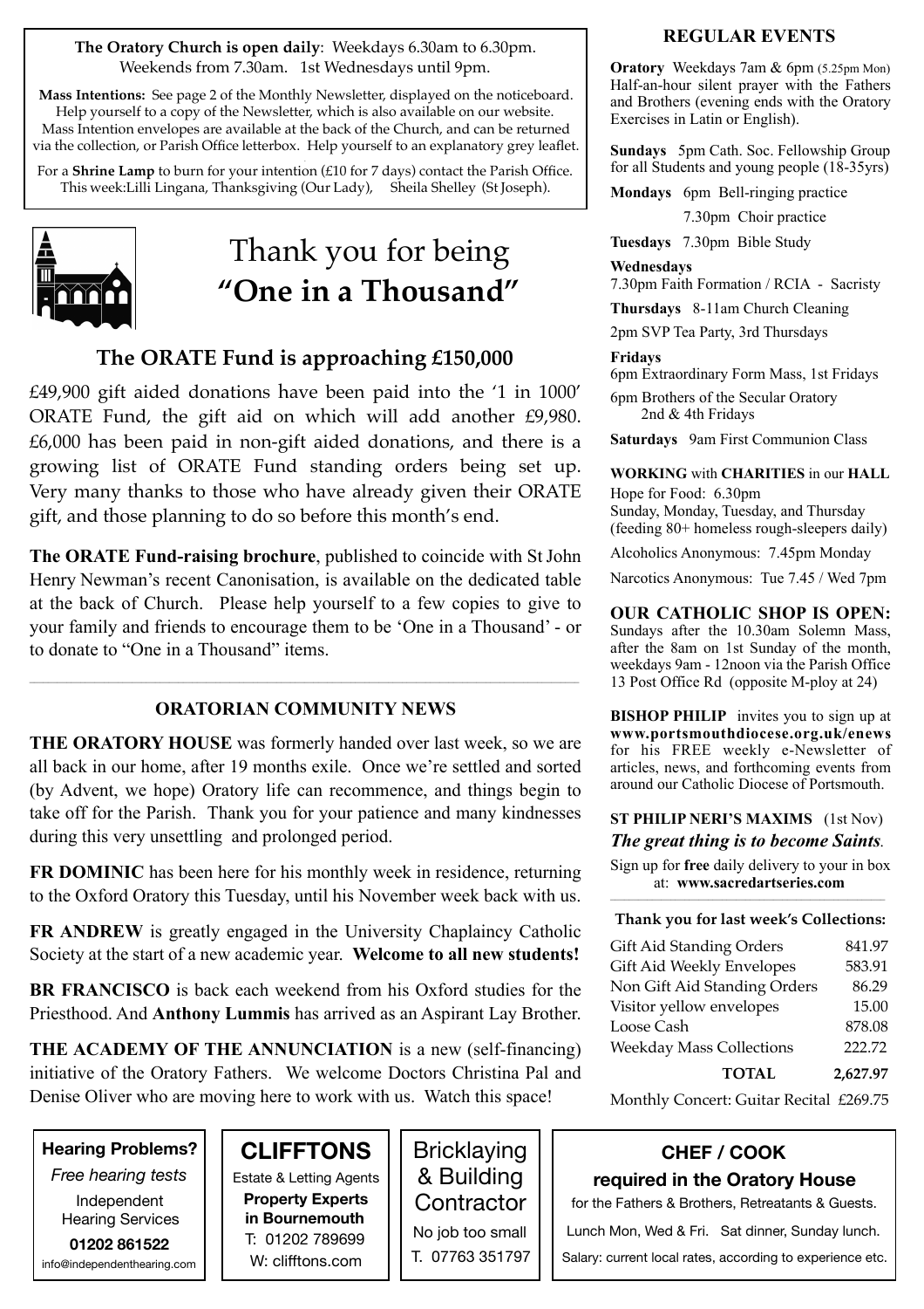**The Oratory Church is open daily**: Weekdays 6.30am to 6.30pm. Weekends from 7.30am. 1st Wednesdays until 9pm.

**Mass Intentions:** See page 2 of the Monthly Newsletter, displayed on the noticeboard. Help yourself to a copy of the Newsletter, which is also available on our website. Mass Intention envelopes are available at the back of the Church, and can be returned via the collection, or Parish Office letterbox. Help yourself to an explanatory grey leaflet.

For a **Shrine Lamp** to burn for your intention (£10 for 7 days) contact the Parish Office. This week:Lilli Lingana, Thanksgiving (Our Lady), Sheila Shelley (St Joseph).

# Thank you for being **"One in a Thousand"**

## The ORATE Fund is approaching £150,000

£49,900 gift aided donations have been paid into the '1 in 1000' ORATE Fund, the gift aid on which will add another £9,980. £6,000 has been paid in non-gift aided donations, and there is a growing list of ORATE Fund standing orders being set up. Very many thanks to those who have already given their ORATE gift, and those planning to do so before this month's end.

**The ORATE Fund-raising brochure**, published to coincide with St John Henry Newman's recent Canonisation, is available on the dedicated table at the back of Church. Please help yourself to a few copies to give to your family and friends to encourage them to be 'One in a Thousand' - or to donate to "One in a Thousand" items.

## ORATORIAN COMMUNITY NEWS

**THE ORATORY HOUSE** was formerly handed over last week, so we are all back in our home, after 19 months exile. Once we're settled and sorted (by Advent, we hope) Oratory life can recommence, and things begin to take off for the Parish. Thank you for your patience and many kindnesses during this very unsettling and prolonged period.

**FR DOMINIC** has been here for his monthly week in residence, returning to the Oxford Oratory this Tuesday, until his November week back with us.

**FR ANDREW** is greatly engaged in the University Chaplaincy Catholic Society at the start of a new academic year. **Welcome to all new students!**

**BR FRANCISCO** is back each weekend from his Oxford studies for the Priesthood. And **Anthony Lummis** has arrived as an Aspirant Lay Brother.

**THE ACADEMY OF THE ANNUNCIATION** is a new (self-financing) initiative of the Oratory Fathers. We welcome Doctors Christina Pal and Denise Oliver who are moving here to work with us. Watch this space!

## REGULAR EVENTS

**Oratory** Weekdays 7am & 6pm (5.25pm Mon) Half-an-hour silent prayer with the Fathers and Brothers (evening ends with the Oratory Exercises in Latin or English).

**Sundays** 5pm Cath. Soc. Fellowship Group for all Students and young people (18-35yrs)

**Mondays** 6pm Bell-ringing practice
7.30pm Choir practice

**Tuesdays** 7.30pm Bible Study

**Wednesdays**
7.30pm Faith Formation / RCIA - Sacristy

**Thursdays** 8-11am Church Cleaning
2pm SVP Tea Party, 3rd Thursdays

**Fridays**
6pm Extraordinary Form Mass, 1st Fridays
6pm Brothers of the Secular Oratory 2nd & 4th Fridays

**Saturdays** 9am First Communion Class

**WORKING** with **CHARITIES** in our **HALL**
Hope for Food: 6.30pm
Sunday, Monday, Tuesday, and Thursday (feeding 80+ homeless rough-sleepers daily)

Alcoholics Anonymous: 7.45pm Monday

Narcotics Anonymous: Tue 7.45 / Wed 7pm

**OUR CATHOLIC SHOP IS OPEN:** Sundays after the 10.30am Solemn Mass, after the 8am on 1st Sunday of the month, weekdays 9am - 12noon via the Parish Office 13 Post Office Rd (opposite M-ploy at 24)

**BISHOP PHILIP** invites you to sign up at **www.portsmouthdiocese.org.uk/enews** for his FREE weekly e-Newsletter of articles, news, and forthcoming events from around our Catholic Diocese of Portsmouth.

**ST PHILIP NERI'S MAXIMS** (1st Nov)
***The great thing is to become Saints***.

Sign up for **free** daily delivery to your in box at: **www.sacredartseries.com**

**Thank you for last week's Collections:**

| | |
|---|---|
| Gift Aid Standing Orders | 841.97 |
| Gift Aid Weekly Envelopes | 583.91 |
| Non Gift Aid Standing Orders | 86.29 |
| Visitor yellow envelopes | 15.00 |
| Loose Cash | 878.08 |
| Weekday Mass Collections | 222.72 |
| **TOTAL** | **2,627.97** |

Monthly Concert: Guitar Recital £269.75

**Hearing Problems?**
*Free hearing tests*
Independent Hearing Services
**01202 861522**
info@independenthearing.com

**CLIFFTONS**
Estate & Letting Agents
**Property Experts in Bournemouth**
T: 01202 789699
W: clifftons.com

Bricklaying & Building Contractor
No job too small
T. 07763 351797

**CHEF / COOK**
**required in the Oratory House**
for the Fathers & Brothers, Retreatants & Guests.
Lunch Mon, Wed & Fri. Sat dinner, Sunday lunch.
Salary: current local rates, according to experience etc.